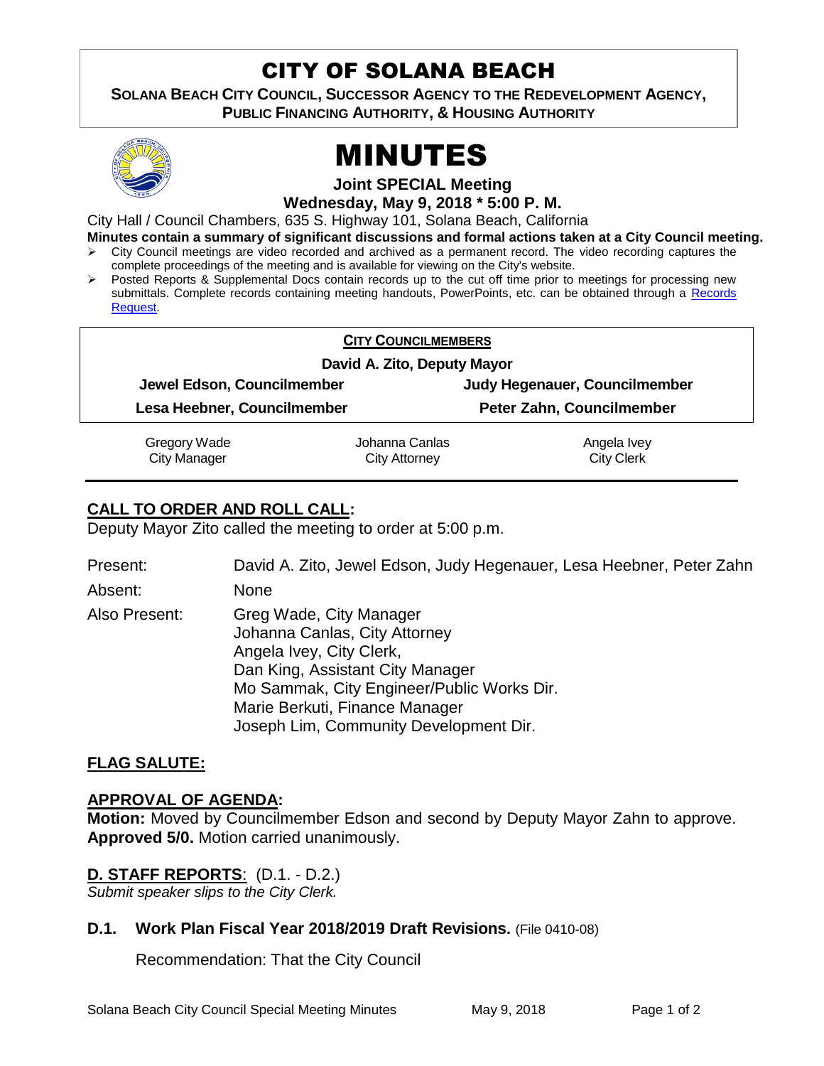# CITY OF SOLANA BEACH

**SOLANA BEACH CITY COUNCIL, SUCCESSOR AGENCY TO THE REDEVELOPMENT AGENCY, PUBLIC FINANCING AUTHORITY, & HOUSING AUTHORITY**

# MINUTES

**Joint SPECIAL Meeting**

**Wednesday, May 9, 2018 * 5:00 P. M.**

City Hall / Council Chambers, 635 S. Highway 101, Solana Beach, California

**Minutes contain a summary of significant discussions and formal actions taken at a City Council meeting.**

- City Council meetings are video recorded and archived as a permanent record. The video recording captures the complete proceedings of the meeting and is available for viewing on the City's website.
- Posted Reports & Supplemental Docs contain records up to the cut off time prior to meetings for processing new submittals. Complete records containing meeting handouts, PowerPoints, etc. can be obtained through a Records Request.

**CITY COUNCILMEMBERS**

**David A. Zito, Deputy Mayor**

| | |
|---|---|
| **Jewel Edson, Councilmember** | **Judy Hegenauer, Councilmember** |
| **Lesa Heebner, Councilmember** | **Peter Zahn, Councilmember** |

| | | |
|---|---|---|
| Gregory Wade<br>City Manager | Johanna Canlas<br>City Attorney | Angela Ivey<br>City Clerk |

## CALL TO ORDER AND ROLL CALL:

Deputy Mayor Zito called the meeting to order at 5:00 p.m.

Present: David A. Zito, Jewel Edson, Judy Hegenauer, Lesa Heebner, Peter Zahn

Absent: None

Also Present: Greg Wade, City Manager
Johanna Canlas, City Attorney
Angela Ivey, City Clerk,
Dan King, Assistant City Manager
Mo Sammak, City Engineer/Public Works Dir.
Marie Berkuti, Finance Manager
Joseph Lim, Community Development Dir.

## FLAG SALUTE:

## APPROVAL OF AGENDA:

**Motion:** Moved by Councilmember Edson and second by Deputy Mayor Zahn to approve. **Approved 5/0.** Motion carried unanimously.

## D. STAFF REPORTS: (D.1. - D.2.)

*Submit speaker slips to the City Clerk.*

### D.1. Work Plan Fiscal Year 2018/2019 Draft Revisions. (File 0410-08)

Recommendation: That the City Council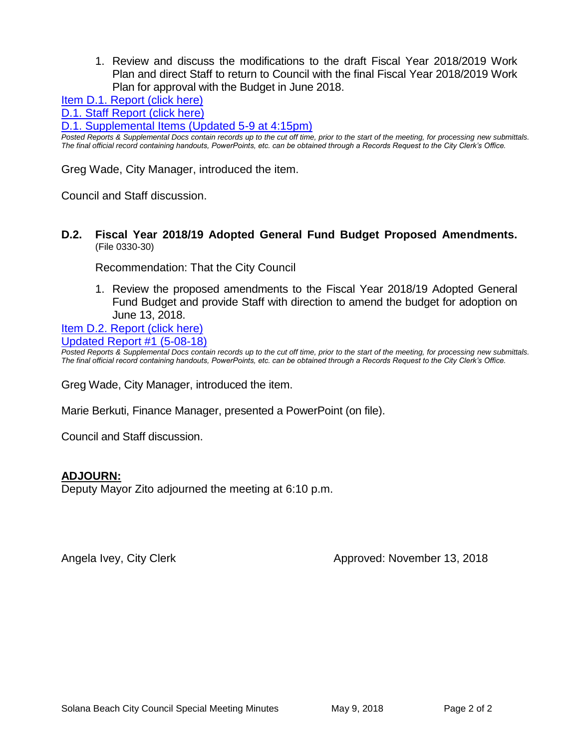1. Review and discuss the modifications to the draft Fiscal Year 2018/2019 Work Plan and direct Staff to return to Council with the final Fiscal Year 2018/2019 Work Plan for approval with the Budget in June 2018.

Item D.1. Report (click here)
D.1. Staff Report (click here)
D.1. Supplemental Items (Updated 5-9 at 4:15pm)

*Posted Reports & Supplemental Docs contain records up to the cut off time, prior to the start of the meeting, for processing new submittals. The final official record containing handouts, PowerPoints, etc. can be obtained through a Records Request to the City Clerk's Office.*

Greg Wade, City Manager, introduced the item.

Council and Staff discussion.

**D.2. Fiscal Year 2018/19 Adopted General Fund Budget Proposed Amendments.** (File 0330-30)

Recommendation: That the City Council

1. Review the proposed amendments to the Fiscal Year 2018/19 Adopted General Fund Budget and provide Staff with direction to amend the budget for adoption on June 13, 2018.

Item D.2. Report (click here)
Updated Report #1 (5-08-18)

*Posted Reports & Supplemental Docs contain records up to the cut off time, prior to the start of the meeting, for processing new submittals. The final official record containing handouts, PowerPoints, etc. can be obtained through a Records Request to the City Clerk's Office.*

Greg Wade, City Manager, introduced the item.

Marie Berkuti, Finance Manager, presented a PowerPoint (on file).

Council and Staff discussion.

**ADJOURN:**

Deputy Mayor Zito adjourned the meeting at 6:10 p.m.

Angela Ivey, City Clerk                                        Approved: November 13, 2018